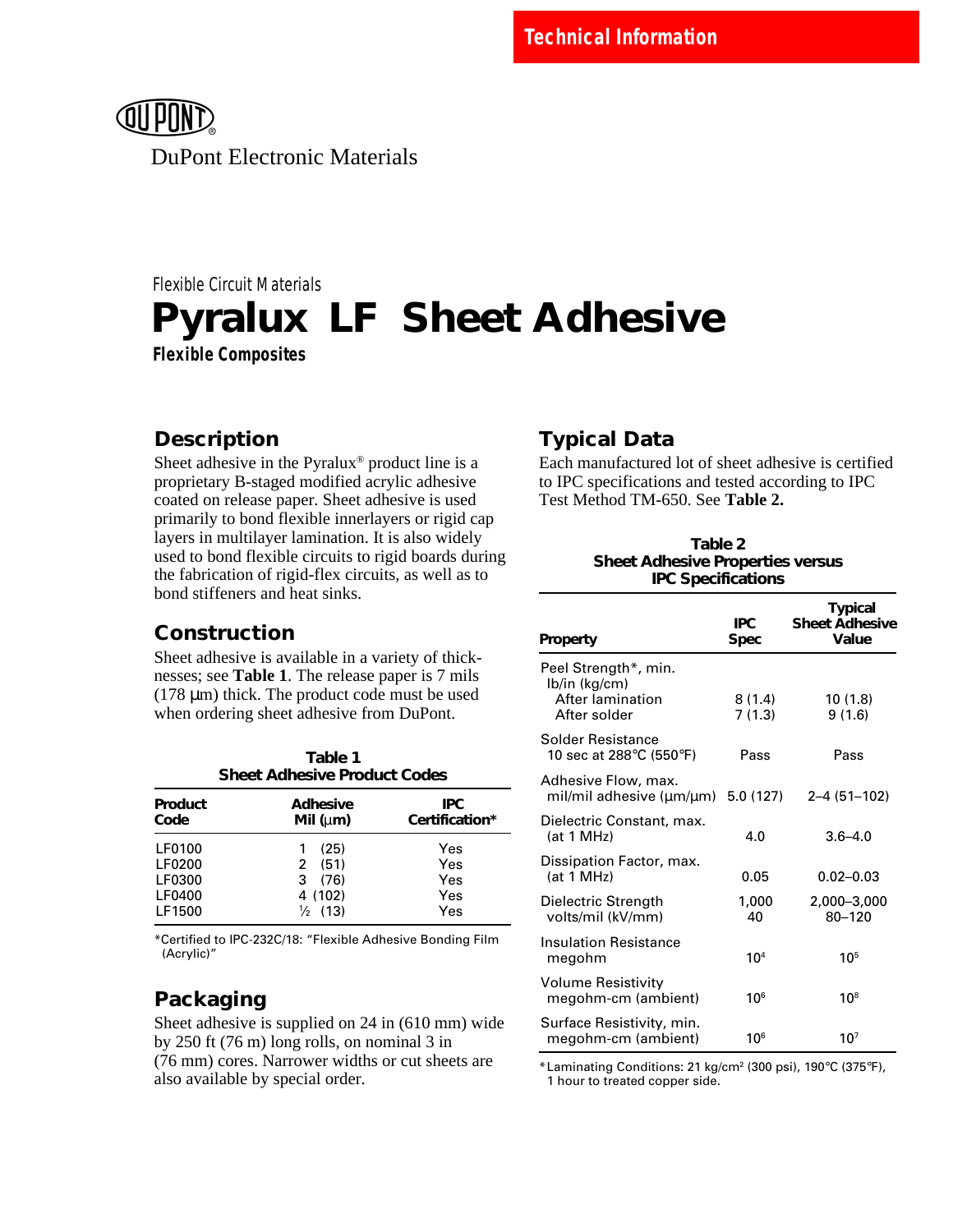Technical Information

DuPont Electronic Materials

Flexible Circuit Materials

# Pyralux LF Sheet Adhesive

**Flexible Composites**

## Description

Sheet adhesive in the Pyralux® product line is a proprietary B-staged modified acrylic adhesive coated on release paper. Sheet adhesive is used primarily to bond flexible innerlayers or rigid cap layers in multilayer lamination. It is also widely used to bond flexible circuits to rigid boards during the fabrication of rigid-flex circuits, as well as to bond stiffeners and heat sinks.

## Construction

Sheet adhesive is available in a variety of thicknesses; see **Table 1**. The release paper is 7 mils (178 µm) thick. The product code must be used when ordering sheet adhesive from DuPont.

**Table 1**
**Sheet Adhesive Product Codes**

| Product Code | Adhesive Mil (µm) | IPC Certification* |
|---|---|---|
| LF0100 | 1 (25) | Yes |
| LF0200 | 2 (51) | Yes |
| LF0300 | 3 (76) | Yes |
| LF0400 | 4 (102) | Yes |
| LF1500 | ½ (13) | Yes |

*Certified to IPC-232C/18: "Flexible Adhesive Bonding Film (Acrylic)"

## Packaging

Sheet adhesive is supplied on 24 in (610 mm) wide by 250 ft (76 m) long rolls, on nominal 3 in (76 mm) cores. Narrower widths or cut sheets are also available by special order.

## Typical Data

Each manufactured lot of sheet adhesive is certified to IPC specifications and tested according to IPC Test Method TM-650. See **Table 2.**

**Table 2**
**Sheet Adhesive Properties versus IPC Specifications**

| Property | IPC Spec | Typical Sheet Adhesive Value |
|---|---|---|
| Peel Strength*, min. lb/in (kg/cm) | | |
| After lamination | 8 (1.4) | 10 (1.8) |
| After solder | 7 (1.3) | 9 (1.6) |
| Solder Resistance 10 sec at 288°C (550°F) | Pass | Pass |
| Adhesive Flow, max. mil/mil adhesive (µm/µm) | 5.0 (127) | 2–4 (51–102) |
| Dielectric Constant, max. (at 1 MHz) | 4.0 | 3.6–4.0 |
| Dissipation Factor, max. (at 1 MHz) | 0.05 | 0.02–0.03 |
| Dielectric Strength volts/mil (kV/mm) | 1,000<br>40 | 2,000–3,000<br>80–120 |
| Insulation Resistance megohm | $10^4$ | $10^5$ |
| Volume Resistivity megohm-cm (ambient) | $10^6$ | $10^8$ |
| Surface Resistivity, min. megohm-cm (ambient) | $10^6$ | $10^7$ |

*Laminating Conditions: 21 kg/cm² (300 psi), 190°C (375°F), 1 hour to treated copper side.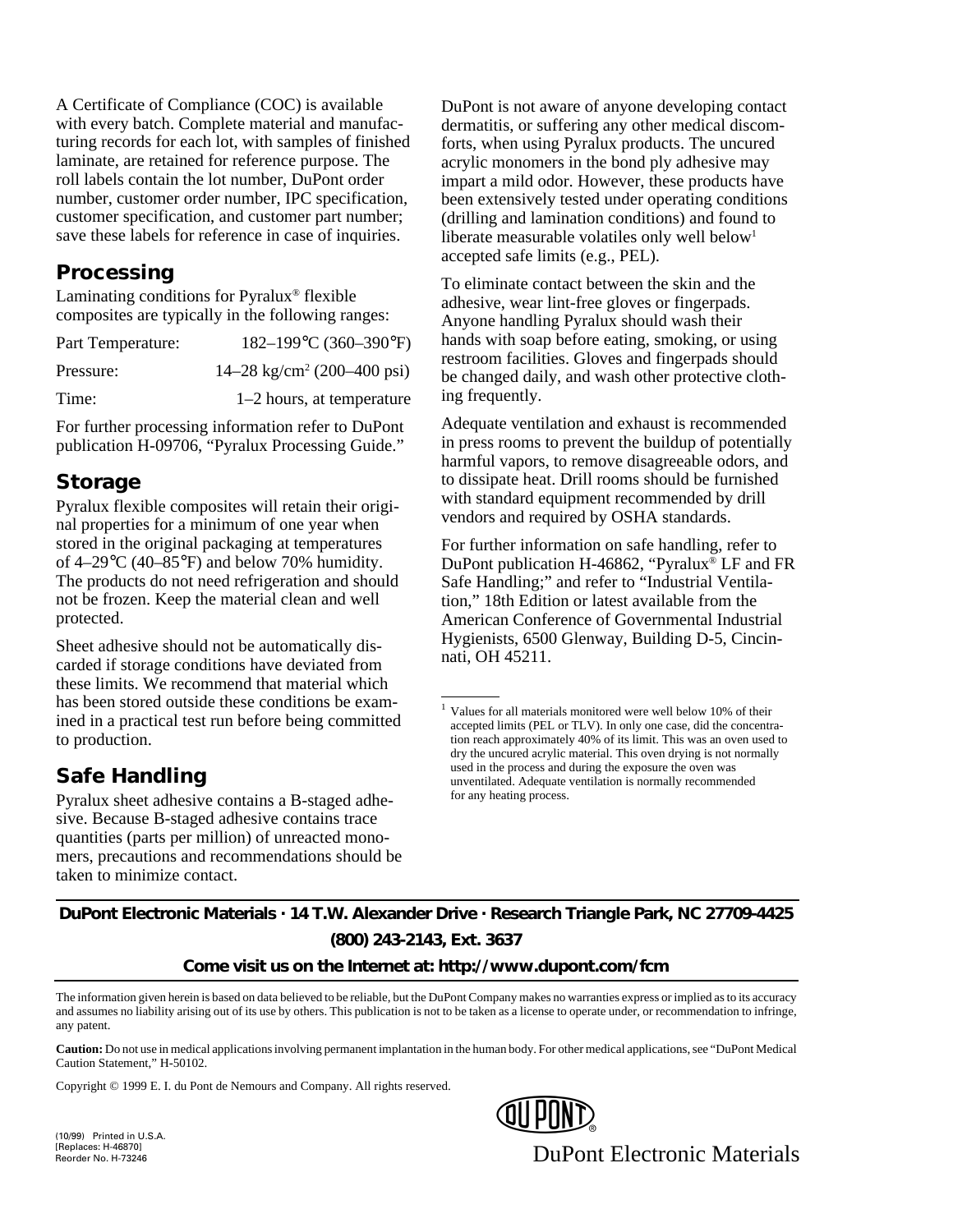A Certificate of Compliance (COC) is available with every batch. Complete material and manufacturing records for each lot, with samples of finished laminate, are retained for reference purpose. The roll labels contain the lot number, DuPont order number, customer order number, IPC specification, customer specification, and customer part number; save these labels for reference in case of inquiries.

## Processing

Laminating conditions for Pyralux® flexible composites are typically in the following ranges:

| | |
|---|---|
| Part Temperature: | 182–199°C (360–390°F) |
| Pressure: | 14–28 kg/cm² (200–400 psi) |
| Time: | 1–2 hours, at temperature |

For further processing information refer to DuPont publication H-09706, "Pyralux Processing Guide."

## Storage

Pyralux flexible composites will retain their original properties for a minimum of one year when stored in the original packaging at temperatures of 4–29°C (40–85°F) and below 70% humidity. The products do not need refrigeration and should not be frozen. Keep the material clean and well protected.

Sheet adhesive should not be automatically discarded if storage conditions have deviated from these limits. We recommend that material which has been stored outside these conditions be examined in a practical test run before being committed to production.

## Safe Handling

Pyralux sheet adhesive contains a B-staged adhesive. Because B-staged adhesive contains trace quantities (parts per million) of unreacted monomers, precautions and recommendations should be taken to minimize contact.

DuPont is not aware of anyone developing contact dermatitis, or suffering any other medical discomforts, when using Pyralux products. The uncured acrylic monomers in the bond ply adhesive may impart a mild odor. However, these products have been extensively tested under operating conditions (drilling and lamination conditions) and found to liberate measurable volatiles only well below[1] accepted safe limits (e.g., PEL).

To eliminate contact between the skin and the adhesive, wear lint-free gloves or fingerpads. Anyone handling Pyralux should wash their hands with soap before eating, smoking, or using restroom facilities. Gloves and fingerpads should be changed daily, and wash other protective clothing frequently.

Adequate ventilation and exhaust is recommended in press rooms to prevent the buildup of potentially harmful vapors, to remove disagreeable odors, and to dissipate heat. Drill rooms should be furnished with standard equipment recommended by drill vendors and required by OSHA standards.

For further information on safe handling, refer to DuPont publication H-46862, "Pyralux® LF and FR Safe Handling;" and refer to "Industrial Ventilation," 18th Edition or latest available from the American Conference of Governmental Industrial Hygienists, 6500 Glenway, Building D-5, Cincinnati, OH 45211.

[1] Values for all materials monitored were well below 10% of their accepted limits (PEL or TLV). In only one case, did the concentration reach approximately 40% of its limit. This was an oven used to dry the uncured acrylic material. This oven drying is not normally used in the process and during the exposure the oven was unventilated. Adequate ventilation is normally recommended for any heating process.

**DuPont Electronic Materials · 14 T.W. Alexander Drive · Research Triangle Park, NC 27709-4425**

**(800) 243-2143, Ext. 3637**

**Come visit us on the Internet at: http://www.dupont.com/fcm**

The information given herein is based on data believed to be reliable, but the DuPont Company makes no warranties express or implied as to its accuracy and assumes no liability arising out of its use by others. This publication is not to be taken as a license to operate under, or recommendation to infringe, any patent.

**Caution:** Do not use in medical applications involving permanent implantation in the human body. For other medical applications, see "DuPont Medical Caution Statement," H-50102.

Copyright © 1999 E. I. du Pont de Nemours and Company. All rights reserved.

(10/99) Printed in U.S.A.
[Replaces: H-46870]
Reorder No. H-73246

DuPont Electronic Materials